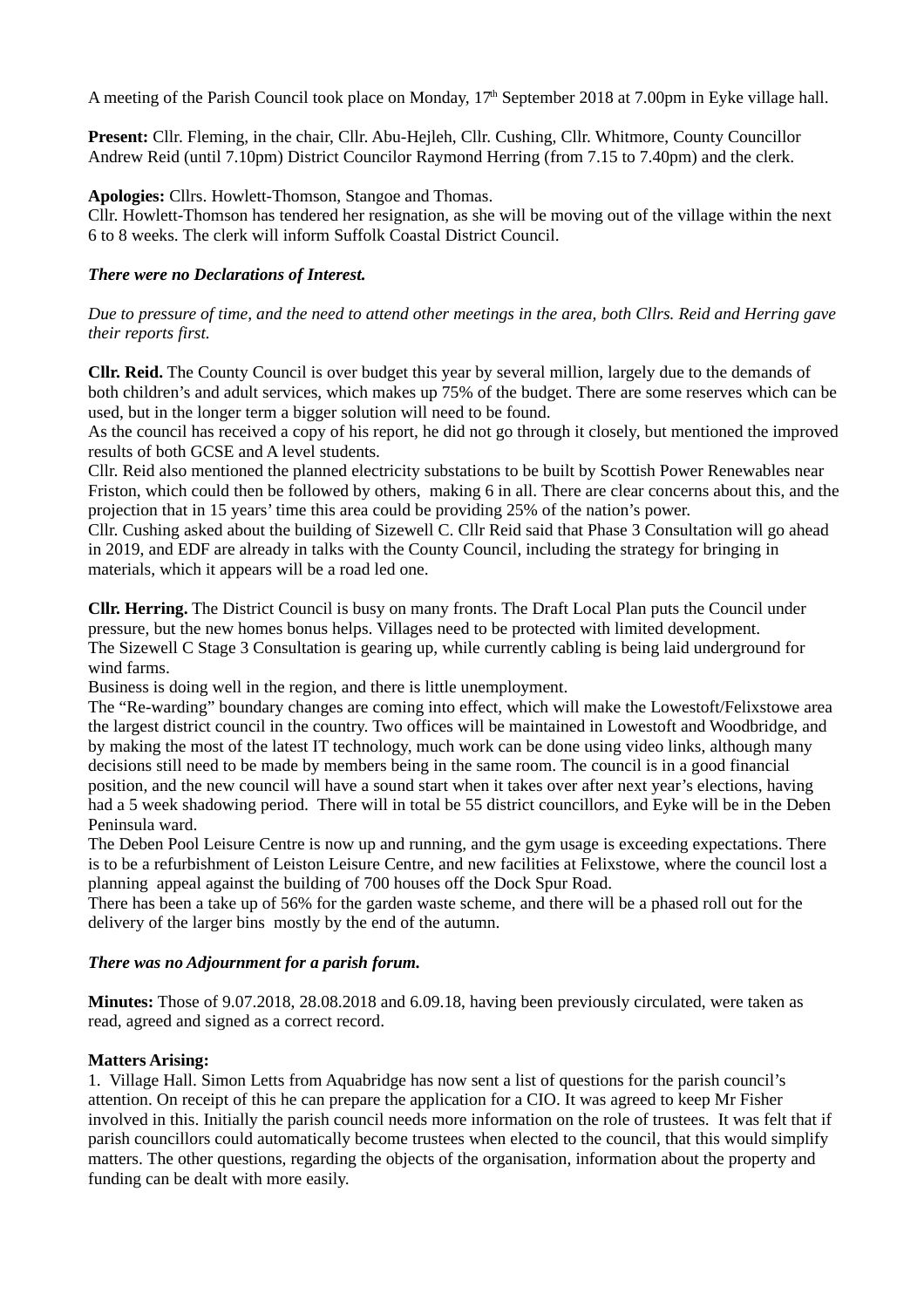A meeting of the Parish Council took place on Monday, 17th September 2018 at 7.00pm in Eyke village hall.

**Present:** Cllr. Fleming, in the chair, Cllr. Abu-Hejleh, Cllr. Cushing, Cllr. Whitmore, County Councillor Andrew Reid (until 7.10pm) District Councilor Raymond Herring (from 7.15 to 7.40pm) and the clerk.

**Apologies:** Cllrs. Howlett-Thomson, Stangoe and Thomas.
Cllr. Howlett-Thomson has tendered her resignation, as she will be moving out of the village within the next 6 to 8 weeks. The clerk will inform Suffolk Coastal District Council.

***There were no Declarations of Interest.***

*Due to pressure of time, and the need to attend other meetings in the area, both Cllrs. Reid and Herring gave their reports first.*

**Cllr. Reid.** The County Council is over budget this year by several million, largely due to the demands of both children's and adult services, which makes up 75% of the budget. There are some reserves which can be used, but in the longer term a bigger solution will need to be found.
As the council has received a copy of his report, he did not go through it closely, but mentioned the improved results of both GCSE and A level students.
Cllr. Reid also mentioned the planned electricity substations to be built by Scottish Power Renewables near Friston, which could then be followed by others, making 6 in all. There are clear concerns about this, and the projection that in 15 years' time this area could be providing 25% of the nation's power.
Cllr. Cushing asked about the building of Sizewell C. Cllr Reid said that Phase 3 Consultation will go ahead in 2019, and EDF are already in talks with the County Council, including the strategy for bringing in materials, which it appears will be a road led one.

**Cllr. Herring.** The District Council is busy on many fronts. The Draft Local Plan puts the Council under pressure, but the new homes bonus helps. Villages need to be protected with limited development.
The Sizewell C Stage 3 Consultation is gearing up, while currently cabling is being laid underground for wind farms.
Business is doing well in the region, and there is little unemployment.
The "Re-warding" boundary changes are coming into effect, which will make the Lowestoft/Felixstowe area the largest district council in the country. Two offices will be maintained in Lowestoft and Woodbridge, and by making the most of the latest IT technology, much work can be done using video links, although many decisions still need to be made by members being in the same room. The council is in a good financial position, and the new council will have a sound start when it takes over after next year's elections, having had a 5 week shadowing period. There will in total be 55 district councillors, and Eyke will be in the Deben Peninsula ward.
The Deben Pool Leisure Centre is now up and running, and the gym usage is exceeding expectations. There is to be a refurbishment of Leiston Leisure Centre, and new facilities at Felixstowe, where the council lost a planning appeal against the building of 700 houses off the Dock Spur Road.
There has been a take up of 56% for the garden waste scheme, and there will be a phased roll out for the delivery of the larger bins mostly by the end of the autumn.

***There was no Adjournment for a parish forum.***

**Minutes:** Those of 9.07.2018, 28.08.2018 and 6.09.18, having been previously circulated, were taken as read, agreed and signed as a correct record.

**Matters Arising:**

1. Village Hall. Simon Letts from Aquabridge has now sent a list of questions for the parish council's attention. On receipt of this he can prepare the application for a CIO. It was agreed to keep Mr Fisher involved in this. Initially the parish council needs more information on the role of trustees. It was felt that if parish councillors could automatically become trustees when elected to the council, that this would simplify matters. The other questions, regarding the objects of the organisation, information about the property and funding can be dealt with more easily.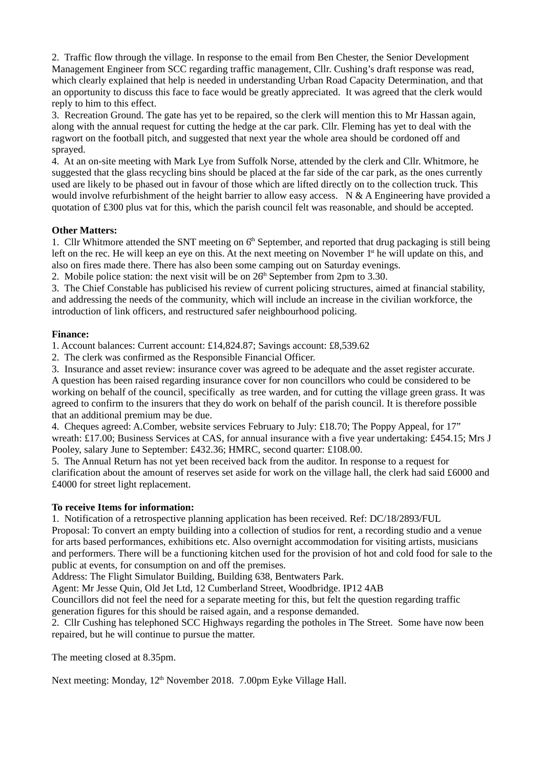2. Traffic flow through the village. In response to the email from Ben Chester, the Senior Development Management Engineer from SCC regarding traffic management, Cllr. Cushing's draft response was read, which clearly explained that help is needed in understanding Urban Road Capacity Determination, and that an opportunity to discuss this face to face would be greatly appreciated. It was agreed that the clerk would reply to him to this effect.

3. Recreation Ground. The gate has yet to be repaired, so the clerk will mention this to Mr Hassan again, along with the annual request for cutting the hedge at the car park. Cllr. Fleming has yet to deal with the ragwort on the football pitch, and suggested that next year the whole area should be cordoned off and sprayed.

4. At an on-site meeting with Mark Lye from Suffolk Norse, attended by the clerk and Cllr. Whitmore, he suggested that the glass recycling bins should be placed at the far side of the car park, as the ones currently used are likely to be phased out in favour of those which are lifted directly on to the collection truck. This would involve refurbishment of the height barrier to allow easy access. N & A Engineering have provided a quotation of £300 plus vat for this, which the parish council felt was reasonable, and should be accepted.

**Other Matters:**

1. Cllr Whitmore attended the SNT meeting on 6th September, and reported that drug packaging is still being left on the rec. He will keep an eye on this. At the next meeting on November 1st he will update on this, and also on fires made there. There has also been some camping out on Saturday evenings.

2. Mobile police station: the next visit will be on 26th September from 2pm to 3.30.

3. The Chief Constable has publicised his review of current policing structures, aimed at financial stability, and addressing the needs of the community, which will include an increase in the civilian workforce, the introduction of link officers, and restructured safer neighbourhood policing.

**Finance:**

1. Account balances: Current account: £14,824.87; Savings account: £8,539.62

2. The clerk was confirmed as the Responsible Financial Officer.

3. Insurance and asset review: insurance cover was agreed to be adequate and the asset register accurate. A question has been raised regarding insurance cover for non councillors who could be considered to be working on behalf of the council, specifically as tree warden, and for cutting the village green grass. It was agreed to confirm to the insurers that they do work on behalf of the parish council. It is therefore possible that an additional premium may be due.

4. Cheques agreed: A.Comber, website services February to July: £18.70; The Poppy Appeal, for 17" wreath: £17.00; Business Services at CAS, for annual insurance with a five year undertaking: £454.15; Mrs J Pooley, salary June to September: £432.36; HMRC, second quarter: £108.00.

5. The Annual Return has not yet been received back from the auditor. In response to a request for clarification about the amount of reserves set aside for work on the village hall, the clerk had said £6000 and £4000 for street light replacement.

**To receive Items for information:**

1. Notification of a retrospective planning application has been received. Ref: DC/18/2893/FUL
Proposal: To convert an empty building into a collection of studios for rent, a recording studio and a venue for arts based performances, exhibitions etc. Also overnight accommodation for visiting artists, musicians and performers. There will be a functioning kitchen used for the provision of hot and cold food for sale to the public at events, for consumption on and off the premises.
Address: The Flight Simulator Building, Building 638, Bentwaters Park.
Agent: Mr Jesse Quin, Old Jet Ltd, 12 Cumberland Street, Woodbridge. IP12 4AB
Councillors did not feel the need for a separate meeting for this, but felt the question regarding traffic generation figures for this should be raised again, and a response demanded.

2. Cllr Cushing has telephoned SCC Highways regarding the potholes in The Street. Some have now been repaired, but he will continue to pursue the matter.

The meeting closed at 8.35pm.

Next meeting: Monday, 12th November 2018. 7.00pm Eyke Village Hall.